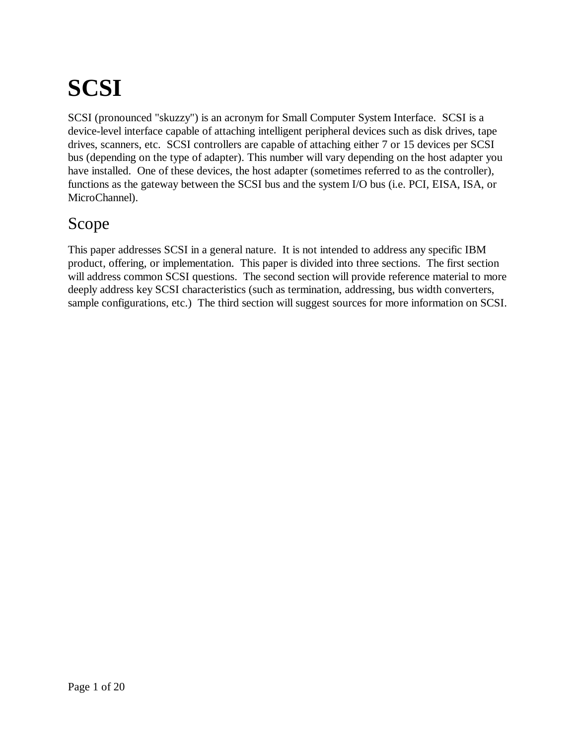# SCSI

SCSI (pronounced "skuzzy") is an acronym for Small Computer System Interface. SCSI is a device-level interface capable of attaching intelligent peripheral devices such as disk drives, tape drives, scanners, etc. SCSI controllers are capable of attaching either 7 or 15 devices per SCSI bus (depending on the type of adapter). This number will vary depending on the host adapter you have installed. One of these devices, the host adapter (sometimes referred to as the controller), functions as the gateway between the SCSI bus and the system I/O bus (i.e. PCI, EISA, ISA, or MicroChannel).

## Scope

This paper addresses SCSI in a general nature. It is not intended to address any specific IBM product, offering, or implementation. This paper is divided into three sections. The first section will address common SCSI questions. The second section will provide reference material to more deeply address key SCSI characteristics (such as termination, addressing, bus width converters, sample configurations, etc.) The third section will suggest sources for more information on SCSI.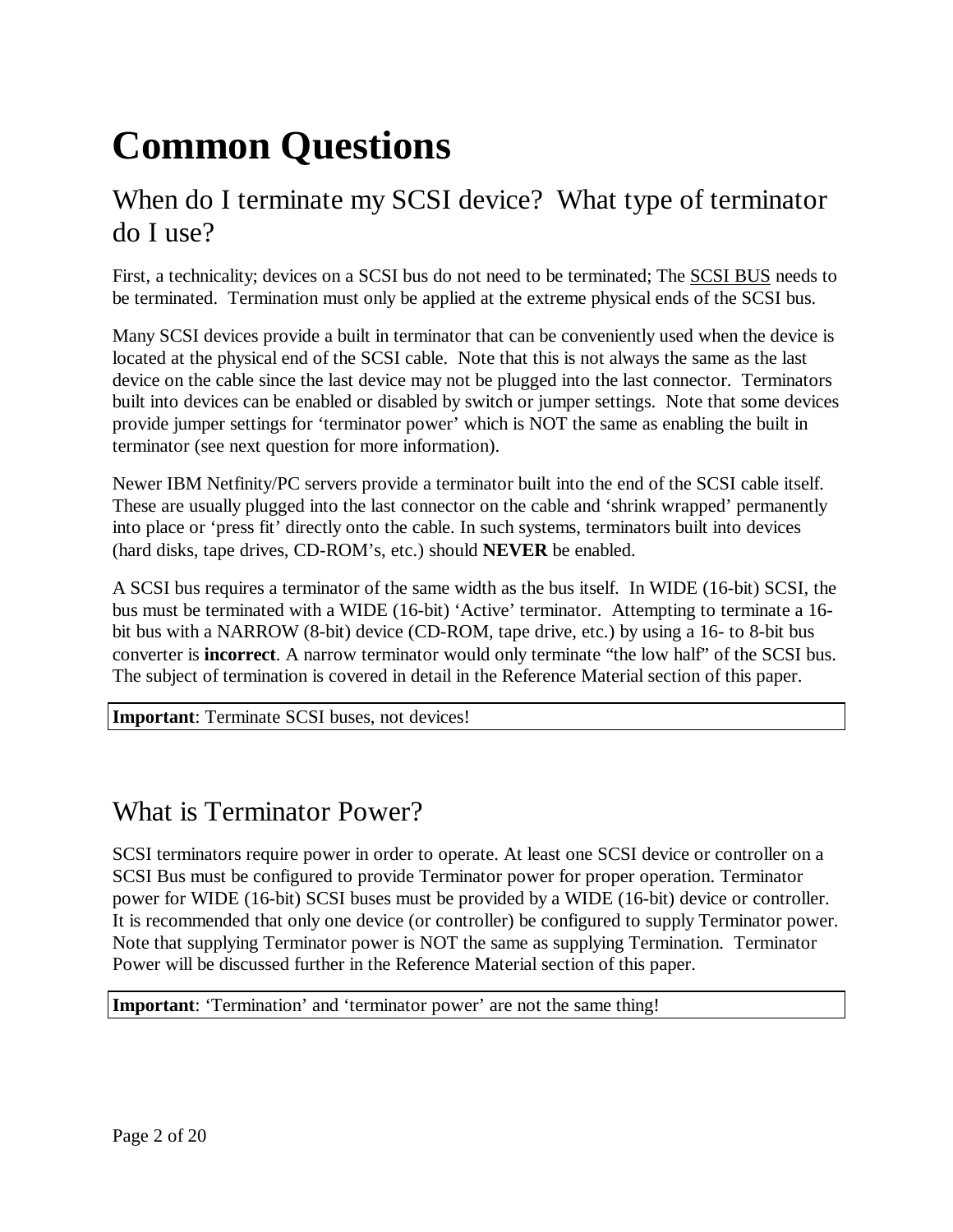# Common Questions

## When do I terminate my SCSI device? What type of terminator do I use?

First, a technicality; devices on a SCSI bus do not need to be terminated; The SCSI BUS needs to be terminated. Termination must only be applied at the extreme physical ends of the SCSI bus.

Many SCSI devices provide a built in terminator that can be conveniently used when the device is located at the physical end of the SCSI cable. Note that this is not always the same as the last device on the cable since the last device may not be plugged into the last connector. Terminators built into devices can be enabled or disabled by switch or jumper settings. Note that some devices provide jumper settings for 'terminator power' which is NOT the same as enabling the built in terminator (see next question for more information).

Newer IBM Netfinity/PC servers provide a terminator built into the end of the SCSI cable itself. These are usually plugged into the last connector on the cable and 'shrink wrapped' permanently into place or 'press fit' directly onto the cable. In such systems, terminators built into devices (hard disks, tape drives, CD-ROM's, etc.) should **NEVER** be enabled.

A SCSI bus requires a terminator of the same width as the bus itself. In WIDE (16-bit) SCSI, the bus must be terminated with a WIDE (16-bit) 'Active' terminator. Attempting to terminate a 16-bit bus with a NARROW (8-bit) device (CD-ROM, tape drive, etc.) by using a 16- to 8-bit bus converter is **incorrect**. A narrow terminator would only terminate "the low half" of the SCSI bus. The subject of termination is covered in detail in the Reference Material section of this paper.

**Important**: Terminate SCSI buses, not devices!

## What is Terminator Power?

SCSI terminators require power in order to operate. At least one SCSI device or controller on a SCSI Bus must be configured to provide Terminator power for proper operation. Terminator power for WIDE (16-bit) SCSI buses must be provided by a WIDE (16-bit) device or controller. It is recommended that only one device (or controller) be configured to supply Terminator power. Note that supplying Terminator power is NOT the same as supplying Termination. Terminator Power will be discussed further in the Reference Material section of this paper.

**Important**: 'Termination' and 'terminator power' are not the same thing!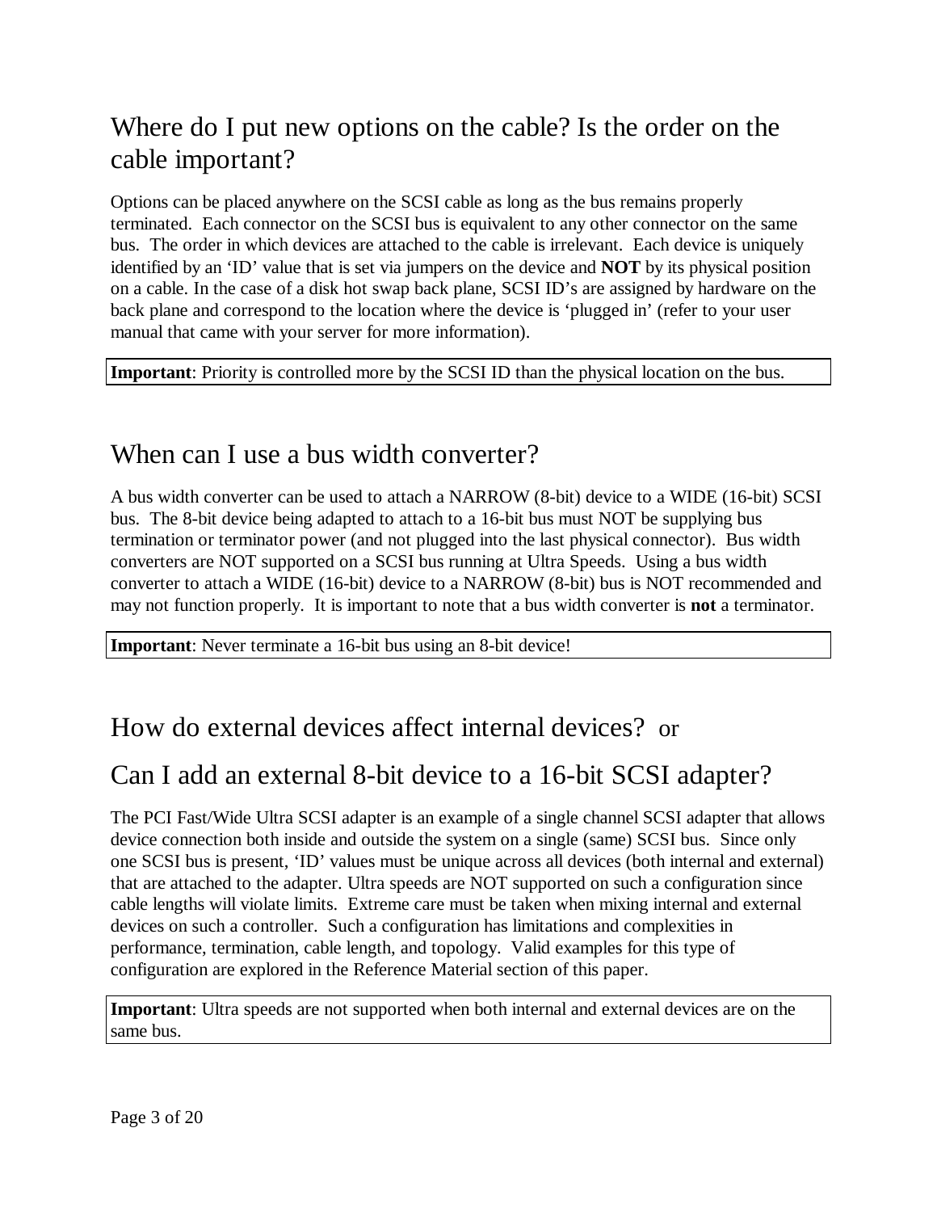## Where do I put new options on the cable? Is the order on the cable important?

Options can be placed anywhere on the SCSI cable as long as the bus remains properly terminated. Each connector on the SCSI bus is equivalent to any other connector on the same bus. The order in which devices are attached to the cable is irrelevant. Each device is uniquely identified by an 'ID' value that is set via jumpers on the device and **NOT** by its physical position on a cable. In the case of a disk hot swap back plane, SCSI ID's are assigned by hardware on the back plane and correspond to the location where the device is 'plugged in' (refer to your user manual that came with your server for more information).

**Important**: Priority is controlled more by the SCSI ID than the physical location on the bus.

## When can I use a bus width converter?

A bus width converter can be used to attach a NARROW (8-bit) device to a WIDE (16-bit) SCSI bus. The 8-bit device being adapted to attach to a 16-bit bus must NOT be supplying bus termination or terminator power (and not plugged into the last physical connector). Bus width converters are NOT supported on a SCSI bus running at Ultra Speeds. Using a bus width converter to attach a WIDE (16-bit) device to a NARROW (8-bit) bus is NOT recommended and may not function properly. It is important to note that a bus width converter is **not** a terminator.

**Important**: Never terminate a 16-bit bus using an 8-bit device!

## How do external devices affect internal devices? or

## Can I add an external 8-bit device to a 16-bit SCSI adapter?

The PCI Fast/Wide Ultra SCSI adapter is an example of a single channel SCSI adapter that allows device connection both inside and outside the system on a single (same) SCSI bus. Since only one SCSI bus is present, 'ID' values must be unique across all devices (both internal and external) that are attached to the adapter. Ultra speeds are NOT supported on such a configuration since cable lengths will violate limits. Extreme care must be taken when mixing internal and external devices on such a controller. Such a configuration has limitations and complexities in performance, termination, cable length, and topology. Valid examples for this type of configuration are explored in the Reference Material section of this paper.

**Important**: Ultra speeds are not supported when both internal and external devices are on the same bus.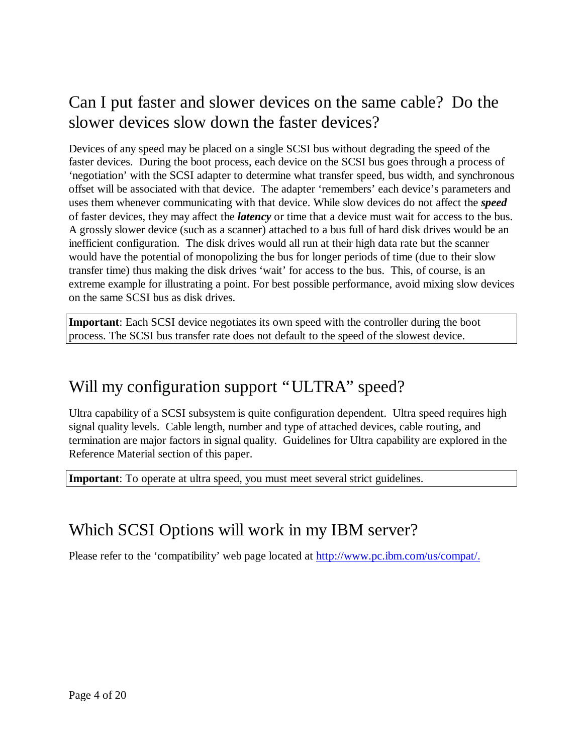## Can I put faster and slower devices on the same cable? Do the slower devices slow down the faster devices?

Devices of any speed may be placed on a single SCSI bus without degrading the speed of the faster devices. During the boot process, each device on the SCSI bus goes through a process of 'negotiation' with the SCSI adapter to determine what transfer speed, bus width, and synchronous offset will be associated with that device. The adapter 'remembers' each device's parameters and uses them whenever communicating with that device. While slow devices do not affect the ***speed*** of faster devices, they may affect the ***latency*** or time that a device must wait for access to the bus. A grossly slower device (such as a scanner) attached to a bus full of hard disk drives would be an inefficient configuration. The disk drives would all run at their high data rate but the scanner would have the potential of monopolizing the bus for longer periods of time (due to their slow transfer time) thus making the disk drives 'wait' for access to the bus. This, of course, is an extreme example for illustrating a point. For best possible performance, avoid mixing slow devices on the same SCSI bus as disk drives.

**Important**: Each SCSI device negotiates its own speed with the controller during the boot process. The SCSI bus transfer rate does not default to the speed of the slowest device.

## Will my configuration support "ULTRA" speed?

Ultra capability of a SCSI subsystem is quite configuration dependent. Ultra speed requires high signal quality levels. Cable length, number and type of attached devices, cable routing, and termination are major factors in signal quality. Guidelines for Ultra capability are explored in the Reference Material section of this paper.

**Important**: To operate at ultra speed, you must meet several strict guidelines.

## Which SCSI Options will work in my IBM server?

Please refer to the 'compatibility' web page located at [http://www.pc.ibm.com/us/compat/.](http://www.pc.ibm.com/us/compat/)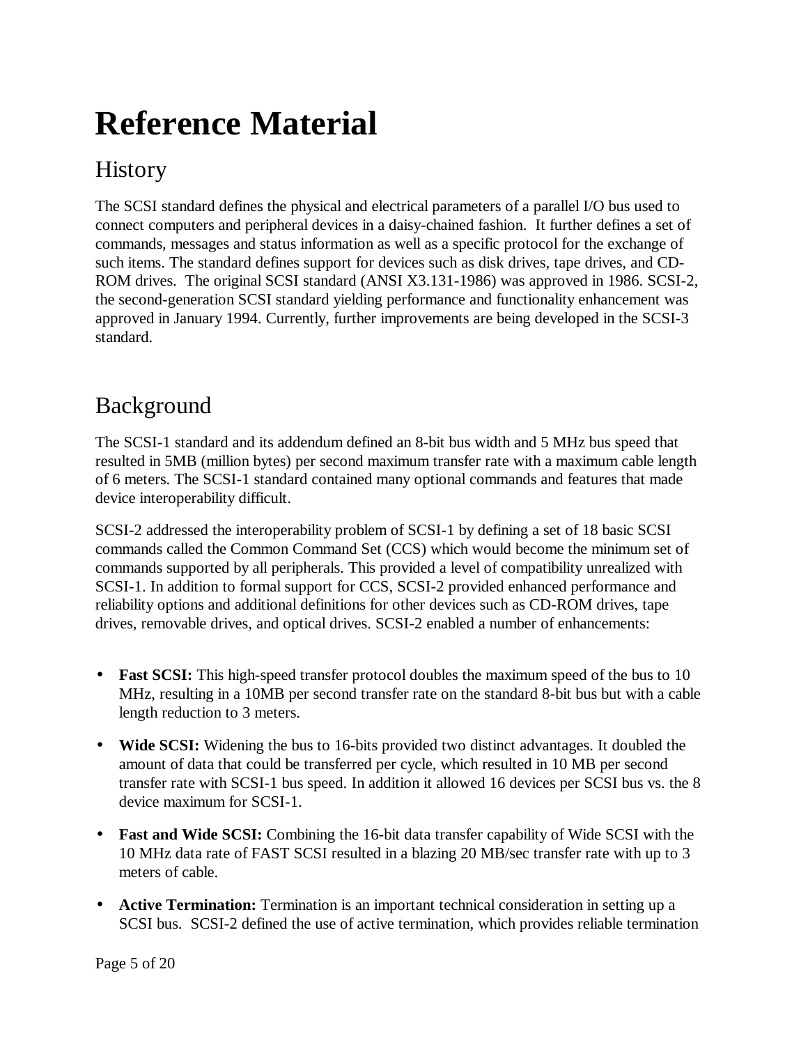# Reference Material

## History

The SCSI standard defines the physical and electrical parameters of a parallel I/O bus used to connect computers and peripheral devices in a daisy-chained fashion. It further defines a set of commands, messages and status information as well as a specific protocol for the exchange of such items. The standard defines support for devices such as disk drives, tape drives, and CD-ROM drives. The original SCSI standard (ANSI X3.131-1986) was approved in 1986. SCSI-2, the second-generation SCSI standard yielding performance and functionality enhancement was approved in January 1994. Currently, further improvements are being developed in the SCSI-3 standard.

## Background

The SCSI-1 standard and its addendum defined an 8-bit bus width and 5 MHz bus speed that resulted in 5MB (million bytes) per second maximum transfer rate with a maximum cable length of 6 meters. The SCSI-1 standard contained many optional commands and features that made device interoperability difficult.

SCSI-2 addressed the interoperability problem of SCSI-1 by defining a set of 18 basic SCSI commands called the Common Command Set (CCS) which would become the minimum set of commands supported by all peripherals. This provided a level of compatibility unrealized with SCSI-1. In addition to formal support for CCS, SCSI-2 provided enhanced performance and reliability options and additional definitions for other devices such as CD-ROM drives, tape drives, removable drives, and optical drives. SCSI-2 enabled a number of enhancements:

- **Fast SCSI:** This high-speed transfer protocol doubles the maximum speed of the bus to 10 MHz, resulting in a 10MB per second transfer rate on the standard 8-bit bus but with a cable length reduction to 3 meters.
- **Wide SCSI:** Widening the bus to 16-bits provided two distinct advantages. It doubled the amount of data that could be transferred per cycle, which resulted in 10 MB per second transfer rate with SCSI-1 bus speed. In addition it allowed 16 devices per SCSI bus vs. the 8 device maximum for SCSI-1.
- **Fast and Wide SCSI:** Combining the 16-bit data transfer capability of Wide SCSI with the 10 MHz data rate of FAST SCSI resulted in a blazing 20 MB/sec transfer rate with up to 3 meters of cable.
- **Active Termination:** Termination is an important technical consideration in setting up a SCSI bus. SCSI-2 defined the use of active termination, which provides reliable termination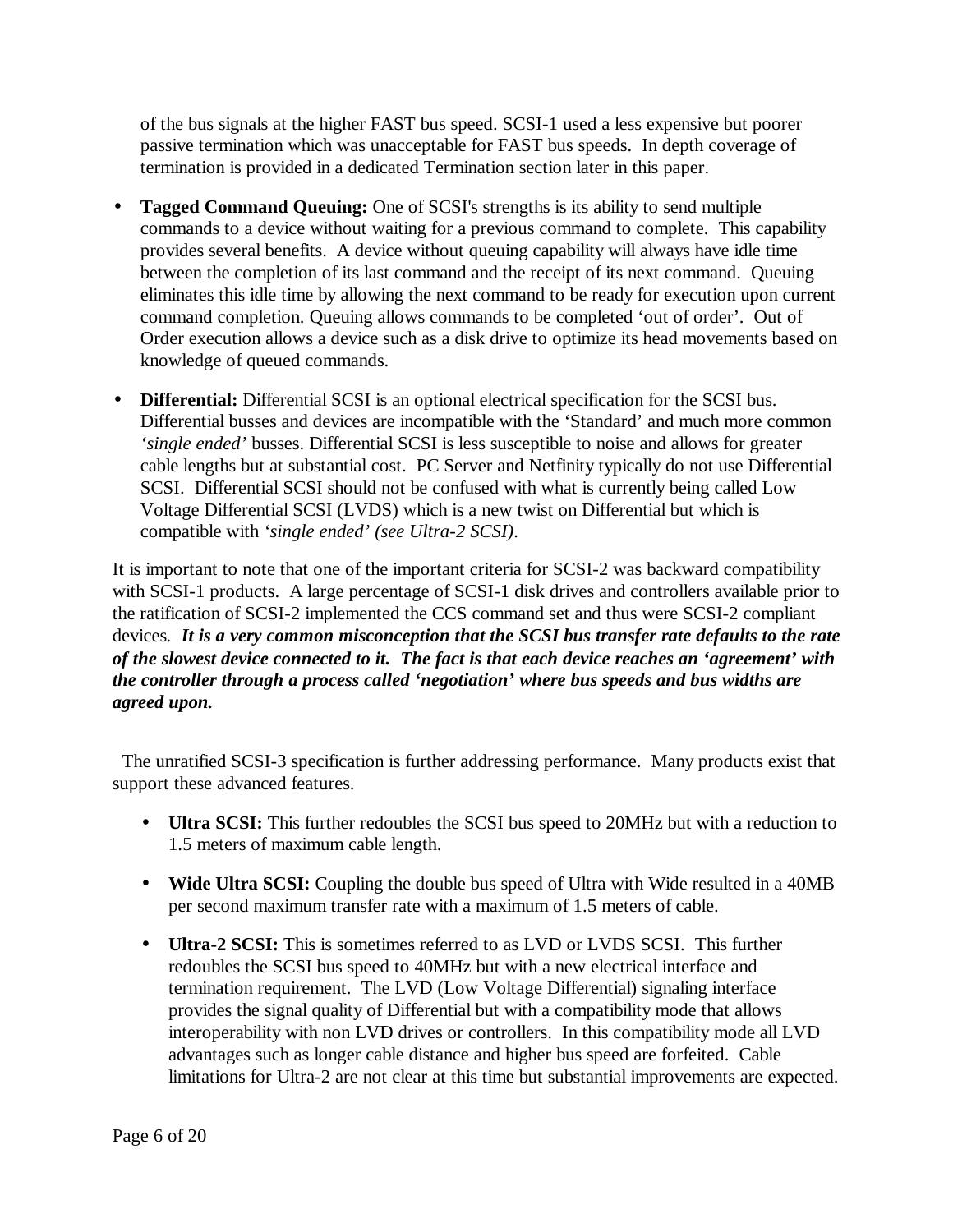of the bus signals at the higher FAST bus speed. SCSI-1 used a less expensive but poorer passive termination which was unacceptable for FAST bus speeds. In depth coverage of termination is provided in a dedicated Termination section later in this paper.

- **Tagged Command Queuing:** One of SCSI's strengths is its ability to send multiple commands to a device without waiting for a previous command to complete. This capability provides several benefits. A device without queuing capability will always have idle time between the completion of its last command and the receipt of its next command. Queuing eliminates this idle time by allowing the next command to be ready for execution upon current command completion. Queuing allows commands to be completed 'out of order'. Out of Order execution allows a device such as a disk drive to optimize its head movements based on knowledge of queued commands.

- **Differential:** Differential SCSI is an optional electrical specification for the SCSI bus. Differential busses and devices are incompatible with the 'Standard' and much more common *'single ended'* busses. Differential SCSI is less susceptible to noise and allows for greater cable lengths but at substantial cost. PC Server and Netfinity typically do not use Differential SCSI. Differential SCSI should not be confused with what is currently being called Low Voltage Differential SCSI (LVDS) which is a new twist on Differential but which is compatible with *'single ended' (see Ultra-2 SCSI)*.

It is important to note that one of the important criteria for SCSI-2 was backward compatibility with SCSI-1 products. A large percentage of SCSI-1 disk drives and controllers available prior to the ratification of SCSI-2 implemented the CCS command set and thus were SCSI-2 compliant devices. ***It is a very common misconception that the SCSI bus transfer rate defaults to the rate of the slowest device connected to it. The fact is that each device reaches an 'agreement' with the controller through a process called 'negotiation' where bus speeds and bus widths are agreed upon.***

The unratified SCSI-3 specification is further addressing performance. Many products exist that support these advanced features.

- **Ultra SCSI:** This further redoubles the SCSI bus speed to 20MHz but with a reduction to 1.5 meters of maximum cable length.

- **Wide Ultra SCSI:** Coupling the double bus speed of Ultra with Wide resulted in a 40MB per second maximum transfer rate with a maximum of 1.5 meters of cable.

- **Ultra-2 SCSI:** This is sometimes referred to as LVD or LVDS SCSI. This further redoubles the SCSI bus speed to 40MHz but with a new electrical interface and termination requirement. The LVD (Low Voltage Differential) signaling interface provides the signal quality of Differential but with a compatibility mode that allows interoperability with non LVD drives or controllers. In this compatibility mode all LVD advantages such as longer cable distance and higher bus speed are forfeited. Cable limitations for Ultra-2 are not clear at this time but substantial improvements are expected.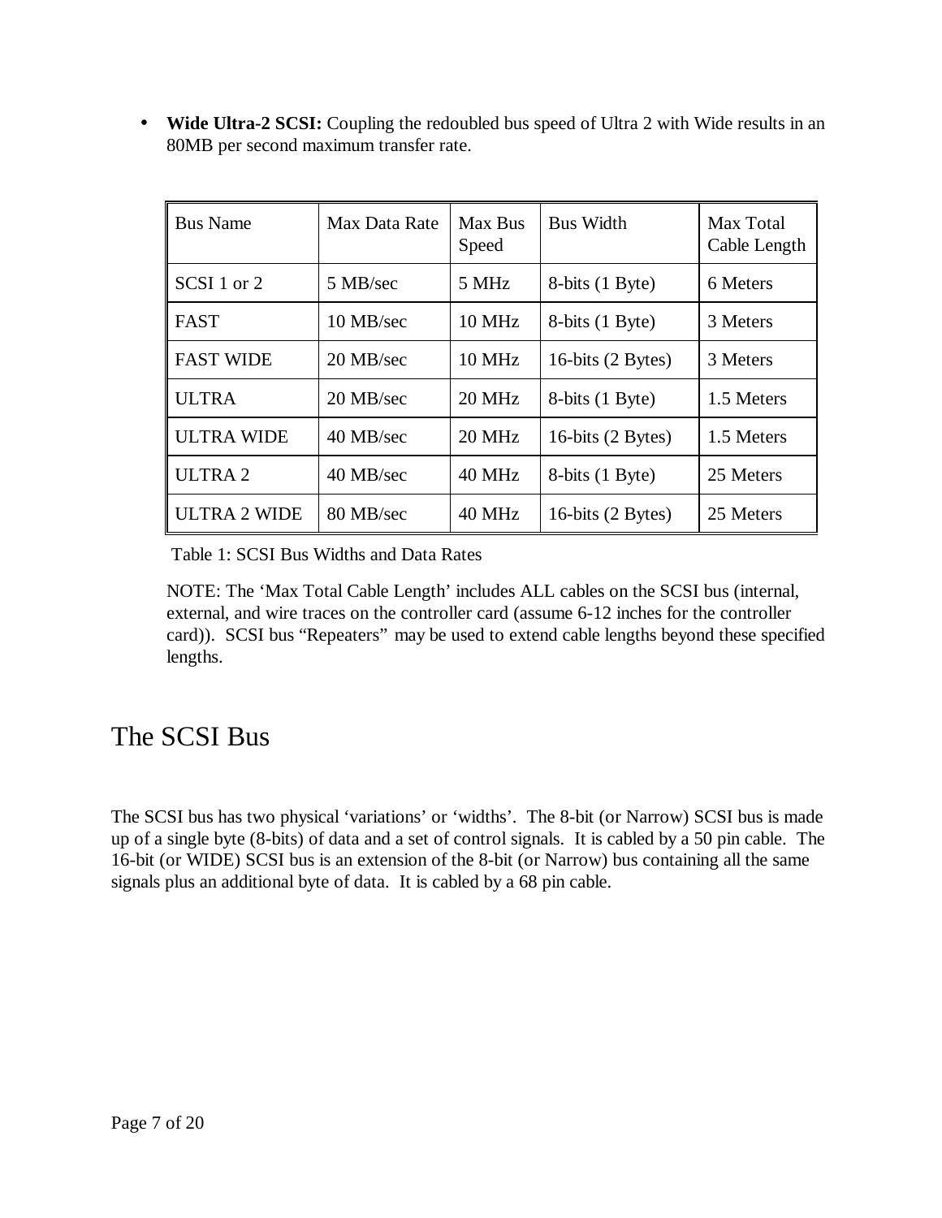- **Wide Ultra-2 SCSI:** Coupling the redoubled bus speed of Ultra 2 with Wide results in an 80MB per second maximum transfer rate.

| Bus Name | Max Data Rate | Max Bus Speed | Bus Width | Max Total Cable Length |
|---|---|---|---|---|
| SCSI 1 or 2 | 5 MB/sec | 5 MHz | 8-bits (1 Byte) | 6 Meters |
| FAST | 10 MB/sec | 10 MHz | 8-bits (1 Byte) | 3 Meters |
| FAST WIDE | 20 MB/sec | 10 MHz | 16-bits (2 Bytes) | 3 Meters |
| ULTRA | 20 MB/sec | 20 MHz | 8-bits (1 Byte) | 1.5 Meters |
| ULTRA WIDE | 40 MB/sec | 20 MHz | 16-bits (2 Bytes) | 1.5 Meters |
| ULTRA 2 | 40 MB/sec | 40 MHz | 8-bits (1 Byte) | 25 Meters |
| ULTRA 2 WIDE | 80 MB/sec | 40 MHz | 16-bits (2 Bytes) | 25 Meters |

Table 1: SCSI Bus Widths and Data Rates

NOTE: The 'Max Total Cable Length' includes ALL cables on the SCSI bus (internal, external, and wire traces on the controller card (assume 6-12 inches for the controller card)). SCSI bus "Repeaters" may be used to extend cable lengths beyond these specified lengths.

# The SCSI Bus

The SCSI bus has two physical 'variations' or 'widths'. The 8-bit (or Narrow) SCSI bus is made up of a single byte (8-bits) of data and a set of control signals. It is cabled by a 50 pin cable. The 16-bit (or WIDE) SCSI bus is an extension of the 8-bit (or Narrow) bus containing all the same signals plus an additional byte of data. It is cabled by a 68 pin cable.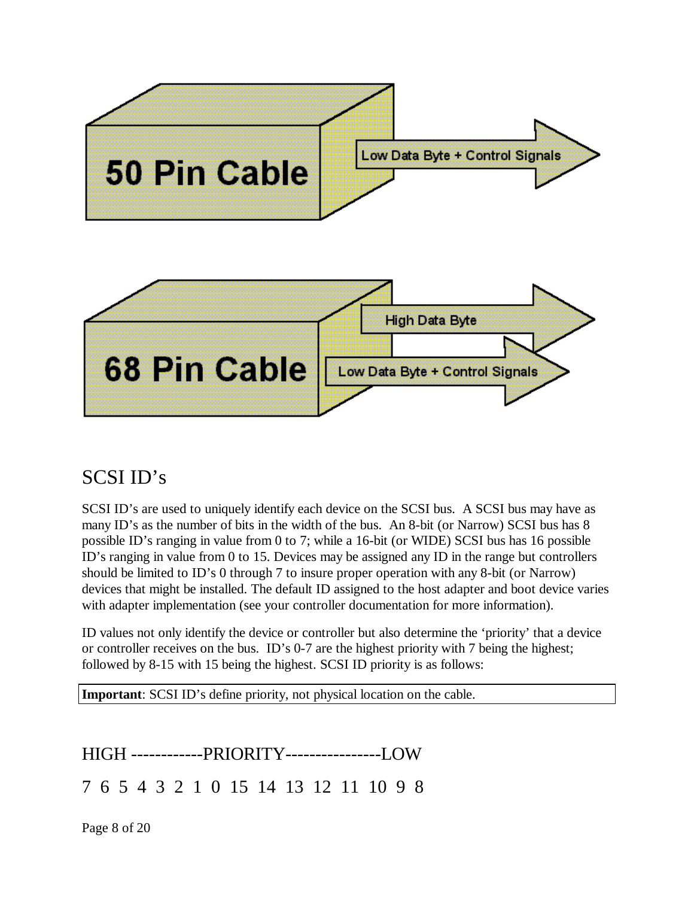## SCSI ID's

SCSI ID's are used to uniquely identify each device on the SCSI bus. A SCSI bus may have as many ID's as the number of bits in the width of the bus. An 8-bit (or Narrow) SCSI bus has 8 possible ID's ranging in value from 0 to 7; while a 16-bit (or WIDE) SCSI bus has 16 possible ID's ranging in value from 0 to 15. Devices may be assigned any ID in the range but controllers should be limited to ID's 0 through 7 to insure proper operation with any 8-bit (or Narrow) devices that might be installed. The default ID assigned to the host adapter and boot device varies with adapter implementation (see your controller documentation for more information).

ID values not only identify the device or controller but also determine the 'priority' that a device or controller receives on the bus. ID's 0-7 are the highest priority with 7 being the highest; followed by 8-15 with 15 being the highest. SCSI ID priority is as follows:

**Important**: SCSI ID's define priority, not physical location on the cable.

HIGH ------------PRIORITY----------------LOW

7 6 5 4 3 2 1 0 15 14 13 12 11 10 9 8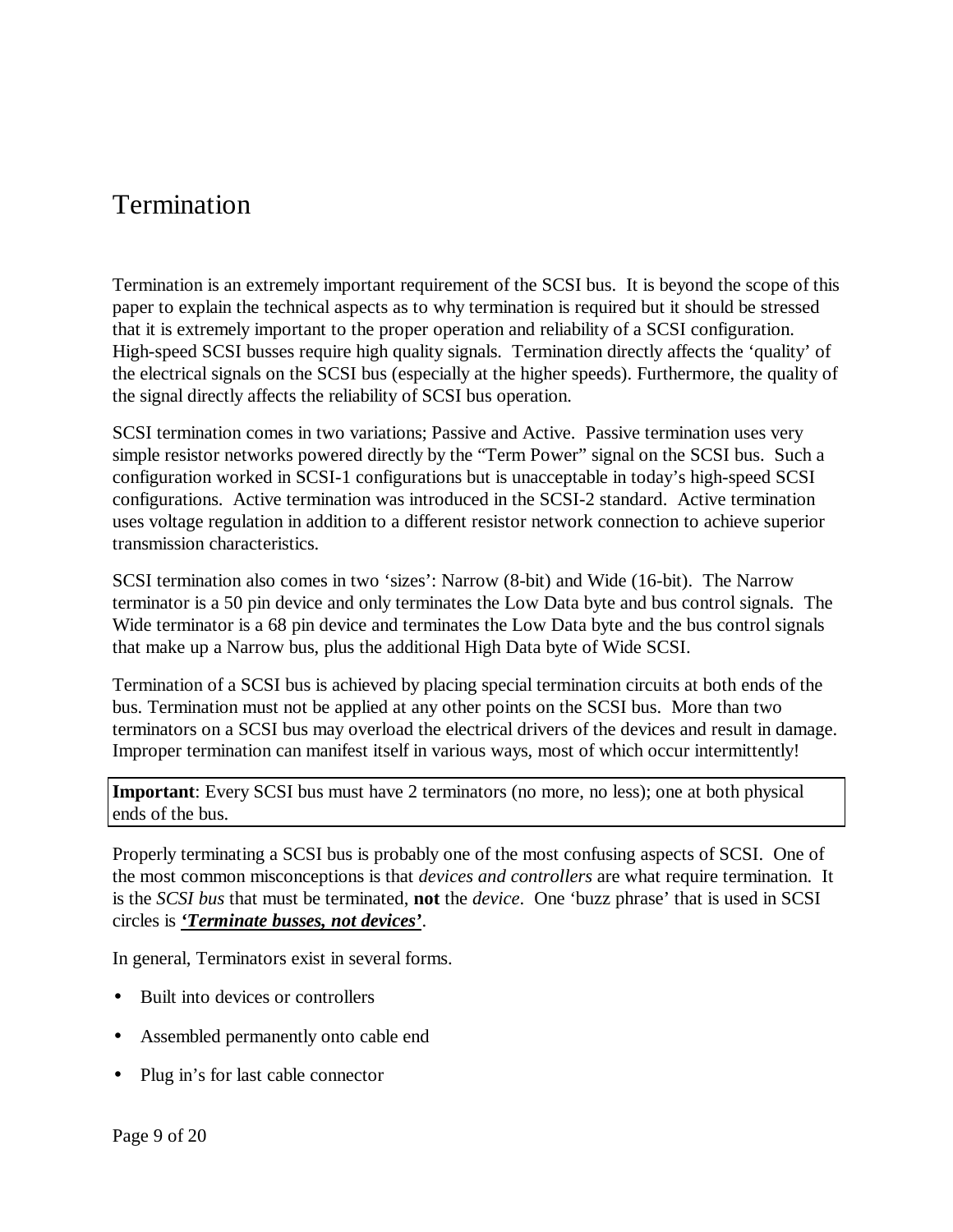# Termination

Termination is an extremely important requirement of the SCSI bus. It is beyond the scope of this paper to explain the technical aspects as to why termination is required but it should be stressed that it is extremely important to the proper operation and reliability of a SCSI configuration. High-speed SCSI busses require high quality signals. Termination directly affects the 'quality' of the electrical signals on the SCSI bus (especially at the higher speeds). Furthermore, the quality of the signal directly affects the reliability of SCSI bus operation.

SCSI termination comes in two variations; Passive and Active. Passive termination uses very simple resistor networks powered directly by the "Term Power" signal on the SCSI bus. Such a configuration worked in SCSI-1 configurations but is unacceptable in today's high-speed SCSI configurations. Active termination was introduced in the SCSI-2 standard. Active termination uses voltage regulation in addition to a different resistor network connection to achieve superior transmission characteristics.

SCSI termination also comes in two 'sizes': Narrow (8-bit) and Wide (16-bit). The Narrow terminator is a 50 pin device and only terminates the Low Data byte and bus control signals. The Wide terminator is a 68 pin device and terminates the Low Data byte and the bus control signals that make up a Narrow bus, plus the additional High Data byte of Wide SCSI.

Termination of a SCSI bus is achieved by placing special termination circuits at both ends of the bus. Termination must not be applied at any other points on the SCSI bus. More than two terminators on a SCSI bus may overload the electrical drivers of the devices and result in damage. Improper termination can manifest itself in various ways, most of which occur intermittently!

> **Important**: Every SCSI bus must have 2 terminators (no more, no less); one at both physical ends of the bus.

Properly terminating a SCSI bus is probably one of the most confusing aspects of SCSI. One of the most common misconceptions is that *devices and controllers* are what require termination. It is the *SCSI bus* that must be terminated, **not** the *device*. One 'buzz phrase' that is used in SCSI circles is ***'Terminate busses, not devices'***.

In general, Terminators exist in several forms.

- Built into devices or controllers
- Assembled permanently onto cable end
- Plug in's for last cable connector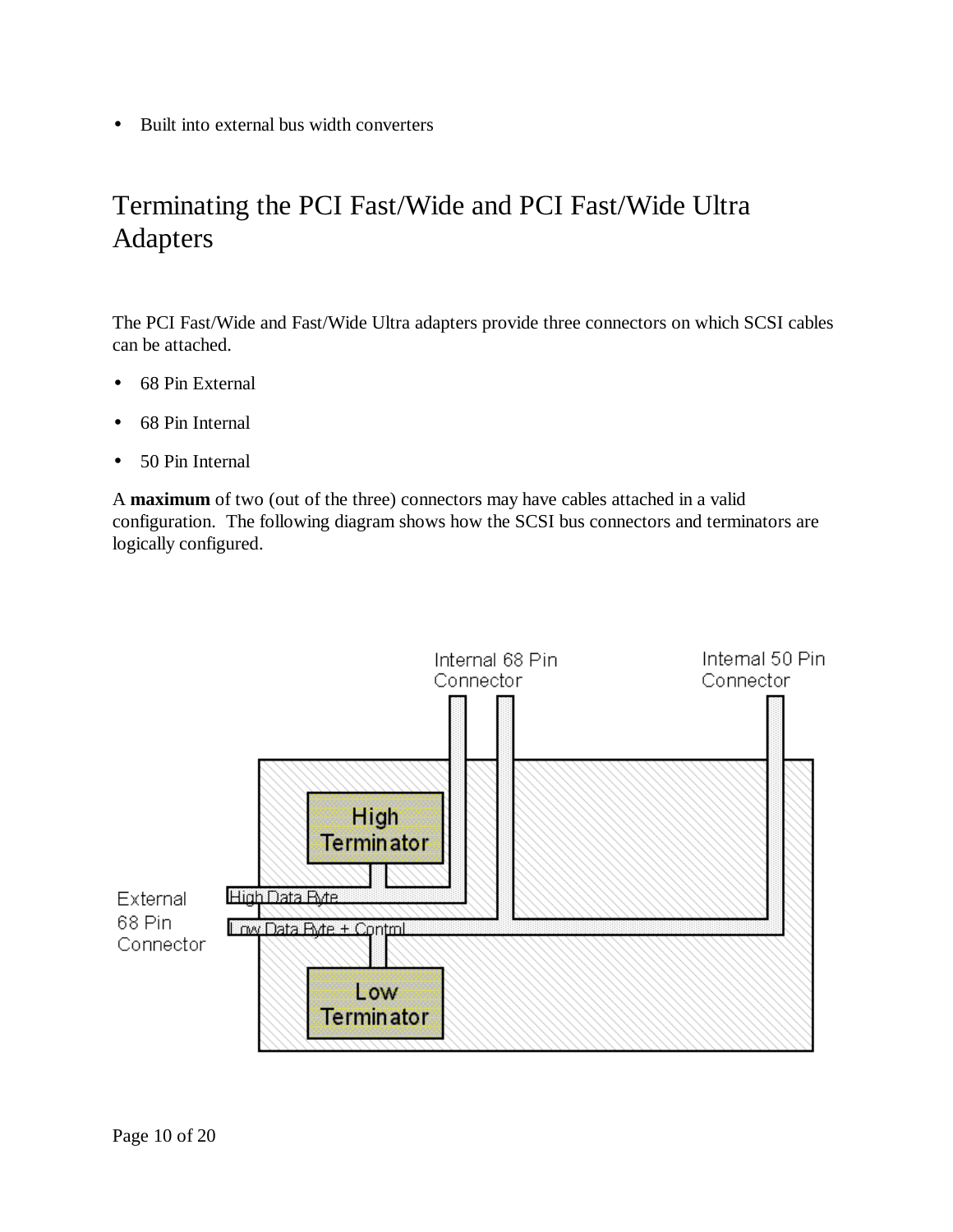- Built into external bus width converters

## Terminating the PCI Fast/Wide and PCI Fast/Wide Ultra Adapters

The PCI Fast/Wide and Fast/Wide Ultra adapters provide three connectors on which SCSI cables can be attached.

- 68 Pin External
- 68 Pin Internal
- 50 Pin Internal

A **maximum** of two (out of the three) connectors may have cables attached in a valid configuration.  The following diagram shows how the SCSI bus connectors and terminators are logically configured.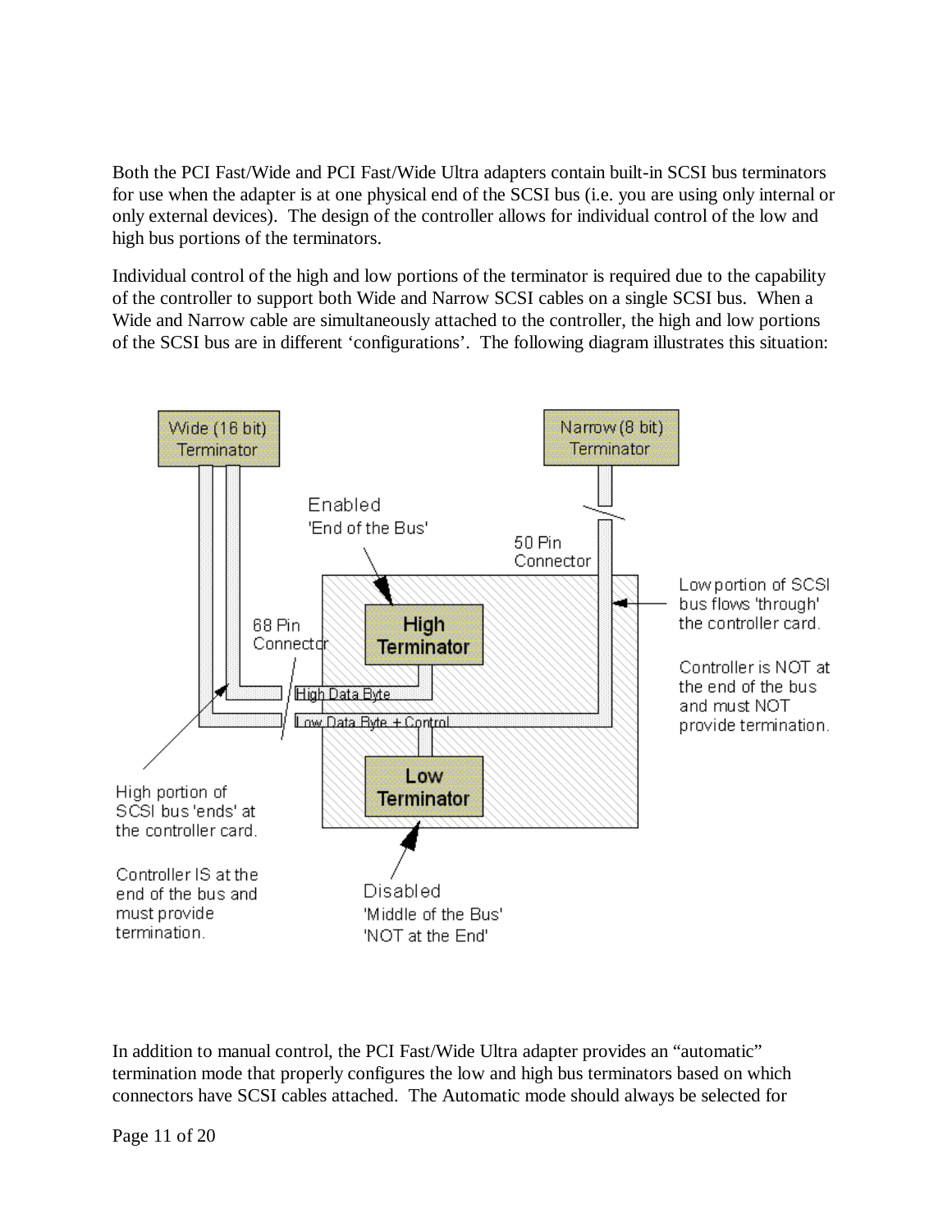Both the PCI Fast/Wide and PCI Fast/Wide Ultra adapters contain built-in SCSI bus terminators for use when the adapter is at one physical end of the SCSI bus (i.e. you are using only internal or only external devices). The design of the controller allows for individual control of the low and high bus portions of the terminators.

Individual control of the high and low portions of the terminator is required due to the capability of the controller to support both Wide and Narrow SCSI cables on a single SCSI bus. When a Wide and Narrow cable are simultaneously attached to the controller, the high and low portions of the SCSI bus are in different 'configurations'. The following diagram illustrates this situation:

Wide (16 bit) Terminator

Narrow (8 bit) Terminator

Enabled 'End of the Bus'

50 Pin Connector

68 Pin Connector

High Terminator

High Data Byte

Low Data Byte + Control

Low Terminator

Low portion of SCSI bus flows 'through' the controller card.

Controller is NOT at the end of the bus and must NOT provide termination.

High portion of SCSI bus 'ends' at the controller card.

Controller IS at the end of the bus and must provide termination.

Disabled 'Middle of the Bus' 'NOT at the End'

In addition to manual control, the PCI Fast/Wide Ultra adapter provides an "automatic" termination mode that properly configures the low and high bus terminators based on which connectors have SCSI cables attached. The Automatic mode should always be selected for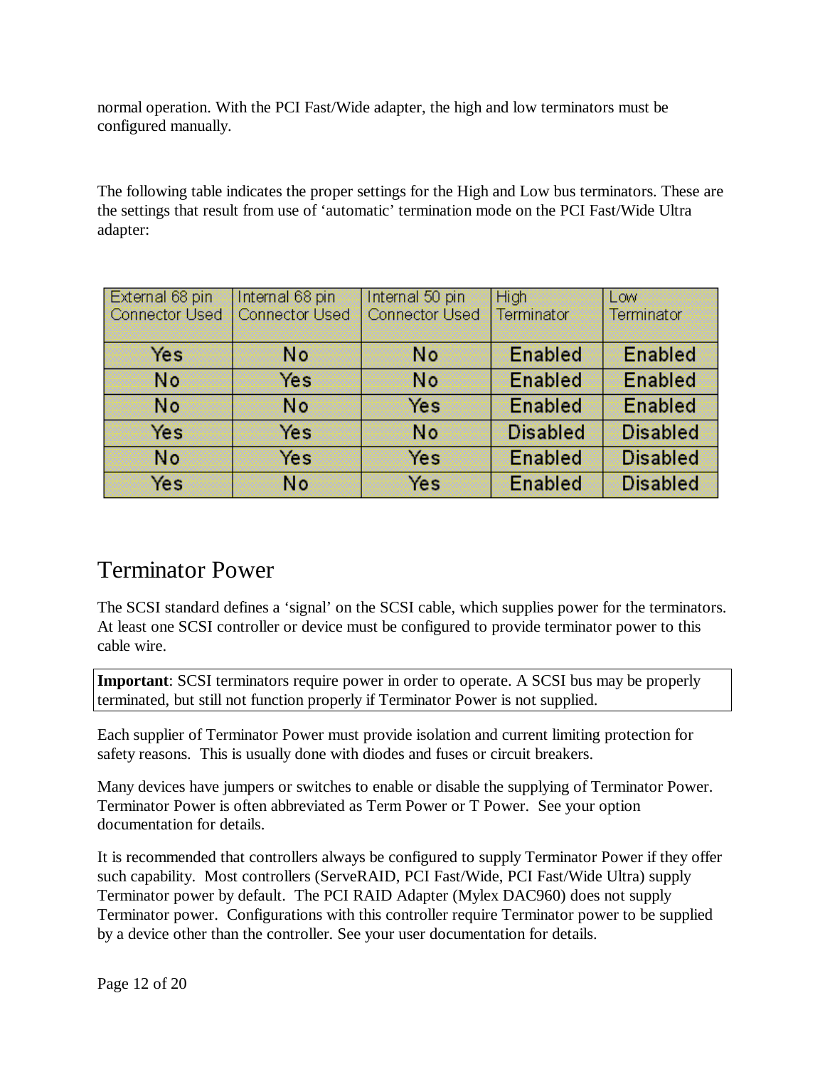normal operation. With the PCI Fast/Wide adapter, the high and low terminators must be configured manually.

The following table indicates the proper settings for the High and Low bus terminators. These are the settings that result from use of 'automatic' termination mode on the PCI Fast/Wide Ultra adapter:

| External 68 pin Connector Used | Internal 68 pin Connector Used | Internal 50 pin Connector Used | High Terminator | Low Terminator |
|---|---|---|---|---|
| Yes | No | No | Enabled | Enabled |
| No | Yes | No | Enabled | Enabled |
| No | No | Yes | Enabled | Enabled |
| Yes | Yes | No | Disabled | Disabled |
| No | Yes | Yes | Enabled | Disabled |
| Yes | No | Yes | Enabled | Disabled |

# Terminator Power

The SCSI standard defines a 'signal' on the SCSI cable, which supplies power for the terminators. At least one SCSI controller or device must be configured to provide terminator power to this cable wire.

**Important**: SCSI terminators require power in order to operate. A SCSI bus may be properly terminated, but still not function properly if Terminator Power is not supplied.

Each supplier of Terminator Power must provide isolation and current limiting protection for safety reasons. This is usually done with diodes and fuses or circuit breakers.

Many devices have jumpers or switches to enable or disable the supplying of Terminator Power. Terminator Power is often abbreviated as Term Power or T Power. See your option documentation for details.

It is recommended that controllers always be configured to supply Terminator Power if they offer such capability. Most controllers (ServeRAID, PCI Fast/Wide, PCI Fast/Wide Ultra) supply Terminator power by default. The PCI RAID Adapter (Mylex DAC960) does not supply Terminator power. Configurations with this controller require Terminator power to be supplied by a device other than the controller. See your user documentation for details.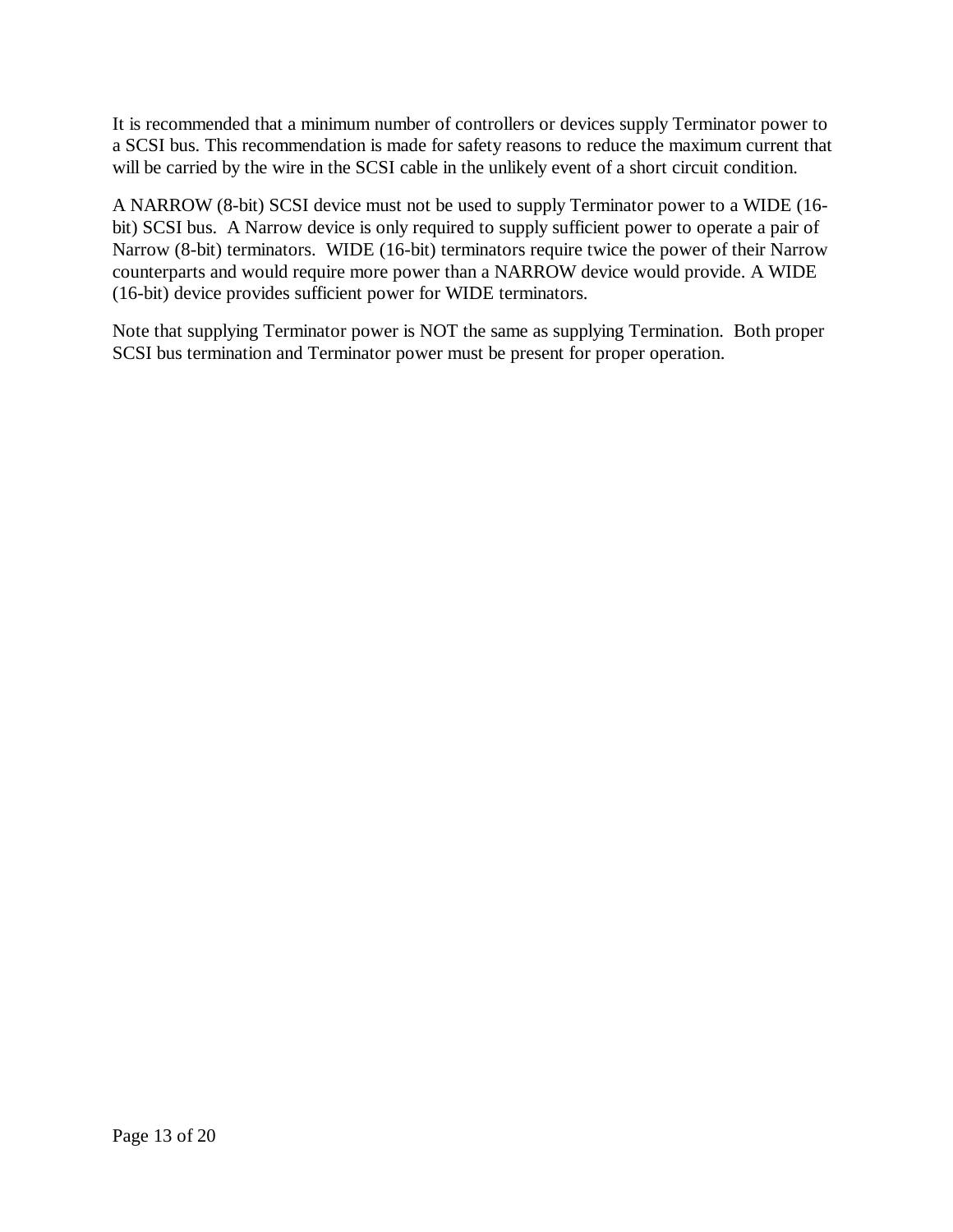It is recommended that a minimum number of controllers or devices supply Terminator power to a SCSI bus. This recommendation is made for safety reasons to reduce the maximum current that will be carried by the wire in the SCSI cable in the unlikely event of a short circuit condition.

A NARROW (8-bit) SCSI device must not be used to supply Terminator power to a WIDE (16-bit) SCSI bus. A Narrow device is only required to supply sufficient power to operate a pair of Narrow (8-bit) terminators. WIDE (16-bit) terminators require twice the power of their Narrow counterparts and would require more power than a NARROW device would provide. A WIDE (16-bit) device provides sufficient power for WIDE terminators.

Note that supplying Terminator power is NOT the same as supplying Termination. Both proper SCSI bus termination and Terminator power must be present for proper operation.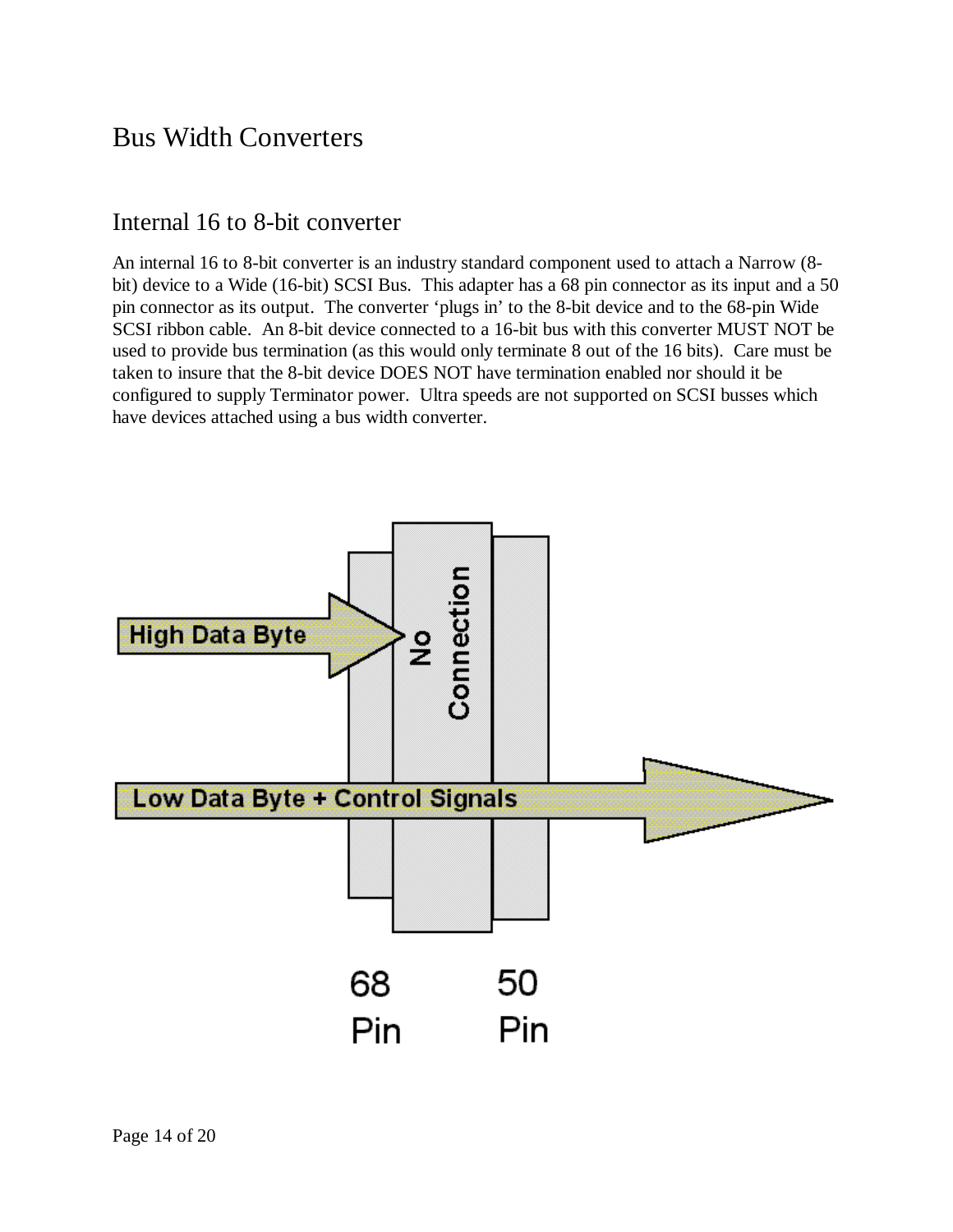# Bus Width Converters

## Internal 16 to 8-bit converter

An internal 16 to 8-bit converter is an industry standard component used to attach a Narrow (8-bit) device to a Wide (16-bit) SCSI Bus. This adapter has a 68 pin connector as its input and a 50 pin connector as its output. The converter 'plugs in' to the 8-bit device and to the 68-pin Wide SCSI ribbon cable. An 8-bit device connected to a 16-bit bus with this converter MUST NOT be used to provide bus termination (as this would only terminate 8 out of the 16 bits). Care must be taken to insure that the 8-bit device DOES NOT have termination enabled nor should it be configured to supply Terminator power. Ultra speeds are not supported on SCSI busses which have devices attached using a bus width converter.

High Data Byte

No Connection

Low Data Byte + Control Signals

68 Pin

50 Pin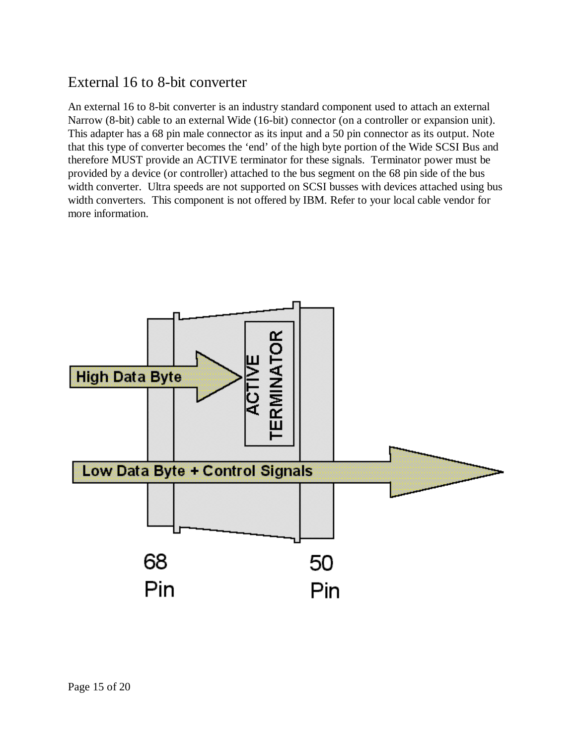## External 16 to 8-bit converter

An external 16 to 8-bit converter is an industry standard component used to attach an external Narrow (8-bit) cable to an external Wide (16-bit) connector (on a controller or expansion unit). This adapter has a 68 pin male connector as its input and a 50 pin connector as its output. Note that this type of converter becomes the 'end' of the high byte portion of the Wide SCSI Bus and therefore MUST provide an ACTIVE terminator for these signals. Terminator power must be provided by a device (or controller) attached to the bus segment on the 68 pin side of the bus width converter. Ultra speeds are not supported on SCSI busses with devices attached using bus width converters. This component is not offered by IBM. Refer to your local cable vendor for more information.

High Data Byte

ACTIVE TERMINATOR

Low Data Byte + Control Signals

68 Pin

50 Pin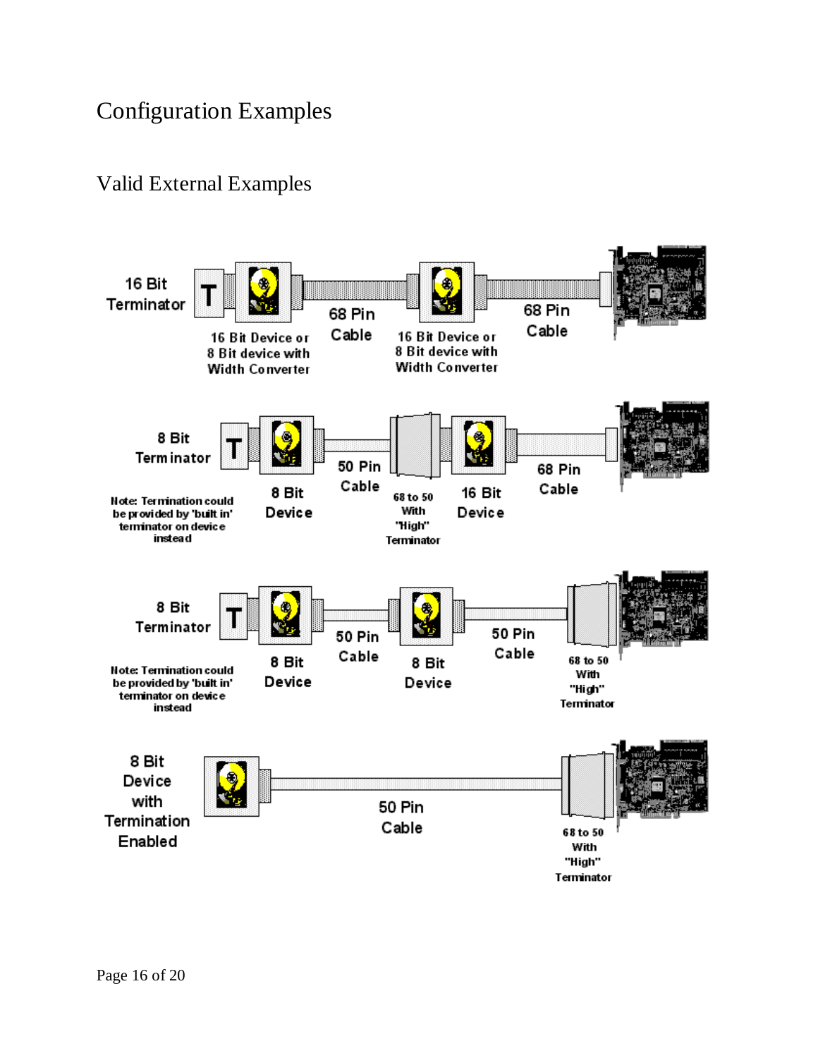# Configuration Examples

## Valid External Examples

16 Bit Terminator — 16 Bit Device or 8 Bit device with Width Converter — 68 Pin Cable — 16 Bit Device or 8 Bit device with Width Converter — 68 Pin Cable

8 Bit Terminator — 8 Bit Device — 50 Pin Cable — 68 to 50 With "High" Terminator — 16 Bit Device — 68 Pin Cable

Note: Termination could be provided by 'built in' terminator on device instead

8 Bit Terminator — 8 Bit Device — 50 Pin Cable — 8 Bit Device — 50 Pin Cable — 68 to 50 With "High" Terminator

Note: Termination could be provided by 'built in' terminator on device instead

8 Bit Device with Termination Enabled — 50 Pin Cable — 68 to 50 With "High" Terminator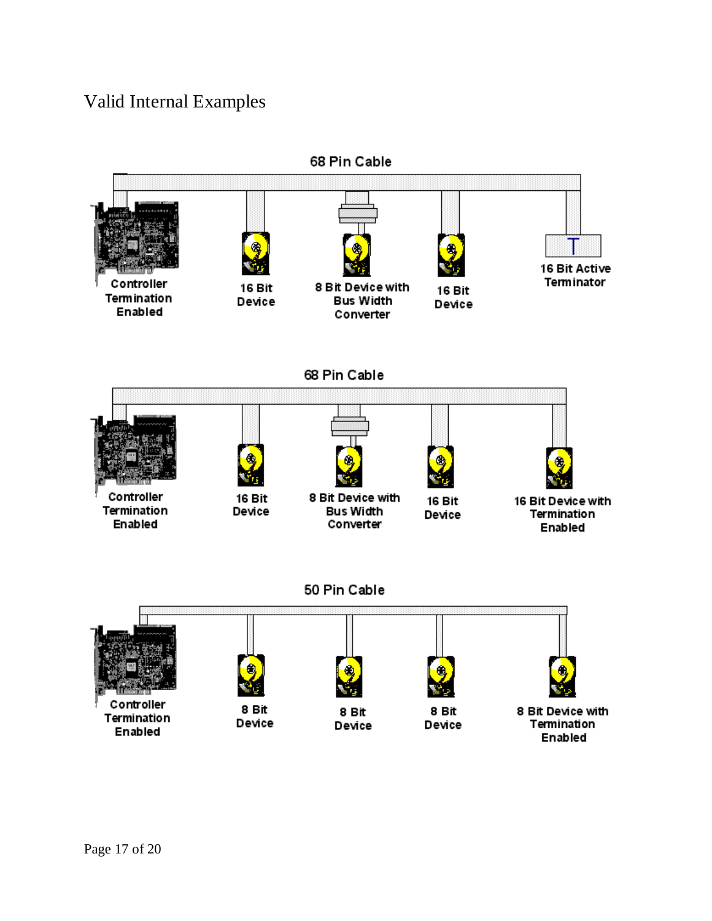# Valid Internal Examples

68 Pin Cable

Controller Termination Enabled

16 Bit Device

8 Bit Device with Bus Width Converter

16 Bit Device

16 Bit Active Terminator

68 Pin Cable

Controller Termination Enabled

16 Bit Device

8 Bit Device with Bus Width Converter

16 Bit Device

16 Bit Device with Termination Enabled

50 Pin Cable

Controller Termination Enabled

8 Bit Device

8 Bit Device

8 Bit Device

8 Bit Device with Termination Enabled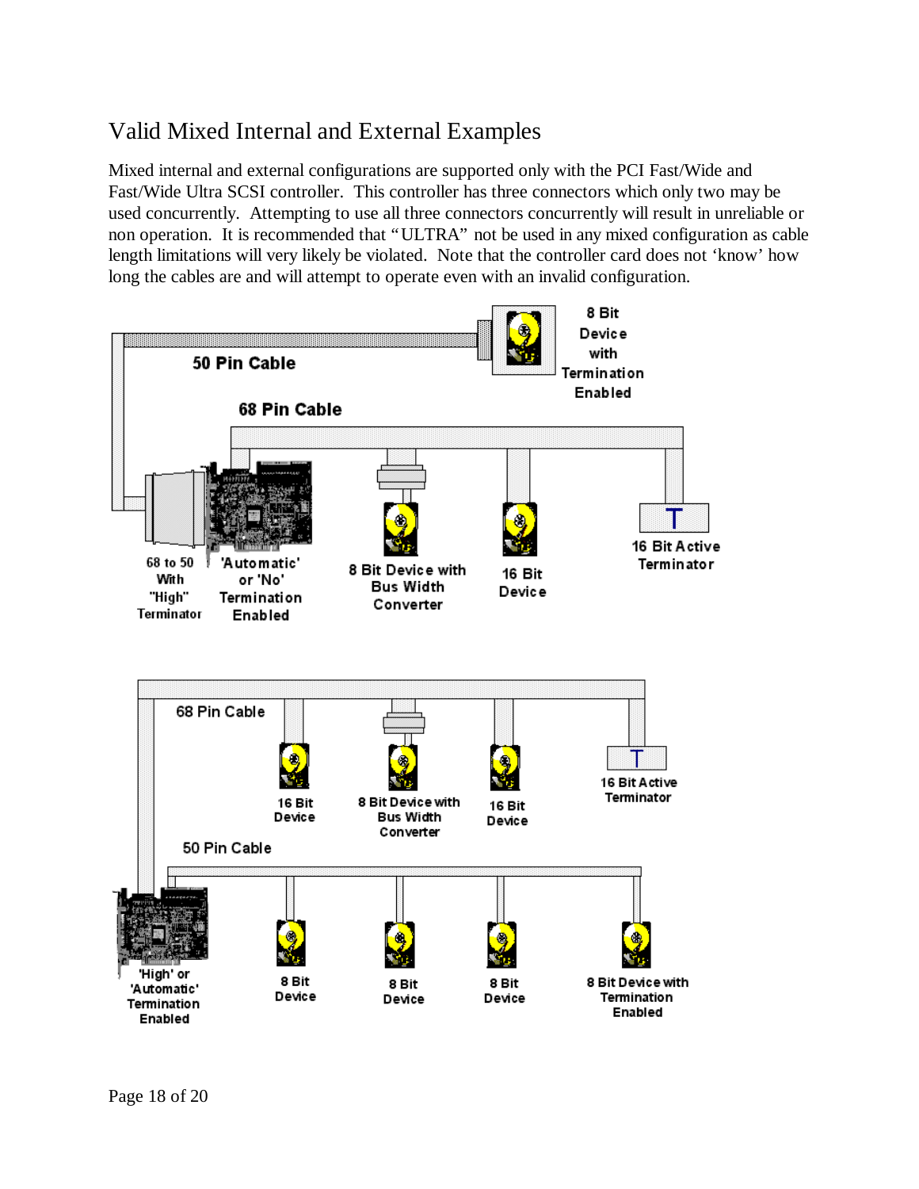# Valid Mixed Internal and External Examples

Mixed internal and external configurations are supported only with the PCI Fast/Wide and Fast/Wide Ultra SCSI controller. This controller has three connectors which only two may be used concurrently. Attempting to use all three connectors concurrently will result in unreliable or non operation. It is recommended that "ULTRA" not be used in any mixed configuration as cable length limitations will very likely be violated. Note that the controller card does not 'know' how long the cables are and will attempt to operate even with an invalid configuration.

50 Pin Cable

8 Bit Device with Termination Enabled

68 Pin Cable

68 to 50 With "High" Terminator

'Automatic' or 'No' Termination Enabled

8 Bit Device with Bus Width Converter

16 Bit Device

16 Bit Active Terminator

68 Pin Cable

16 Bit Device

8 Bit Device with Bus Width Converter

16 Bit Device

16 Bit Active Terminator

50 Pin Cable

'High' or 'Automatic' Termination Enabled

8 Bit Device

8 Bit Device

8 Bit Device

8 Bit Device with Termination Enabled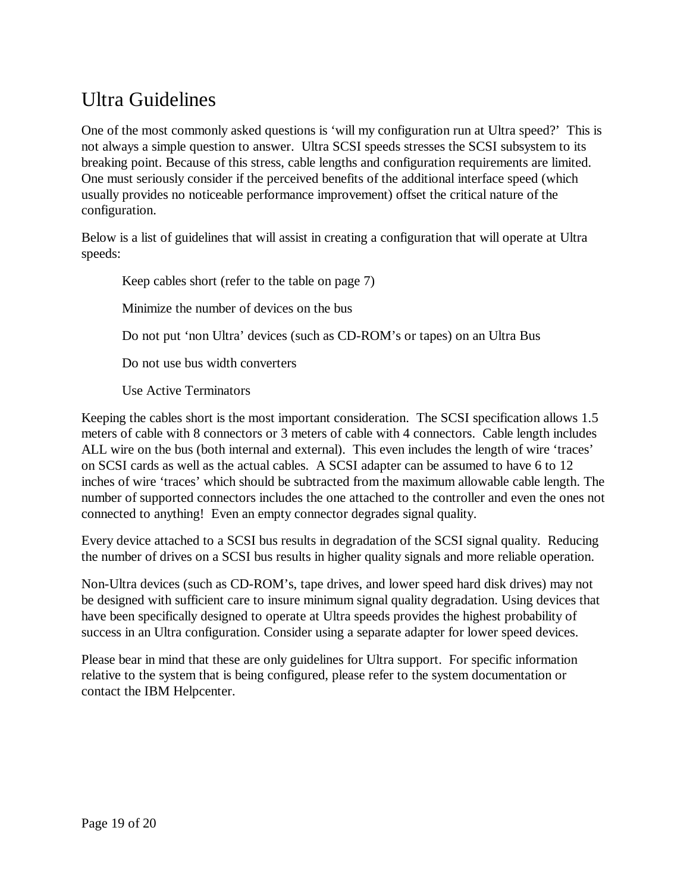# Ultra Guidelines

One of the most commonly asked questions is 'will my configuration run at Ultra speed?' This is not always a simple question to answer. Ultra SCSI speeds stresses the SCSI subsystem to its breaking point. Because of this stress, cable lengths and configuration requirements are limited. One must seriously consider if the perceived benefits of the additional interface speed (which usually provides no noticeable performance improvement) offset the critical nature of the configuration.

Below is a list of guidelines that will assist in creating a configuration that will operate at Ultra speeds:

- Keep cables short (refer to the table on page 7)
- Minimize the number of devices on the bus
- Do not put 'non Ultra' devices (such as CD-ROM's or tapes) on an Ultra Bus
- Do not use bus width converters
- Use Active Terminators

Keeping the cables short is the most important consideration. The SCSI specification allows 1.5 meters of cable with 8 connectors or 3 meters of cable with 4 connectors. Cable length includes ALL wire on the bus (both internal and external). This even includes the length of wire 'traces' on SCSI cards as well as the actual cables. A SCSI adapter can be assumed to have 6 to 12 inches of wire 'traces' which should be subtracted from the maximum allowable cable length. The number of supported connectors includes the one attached to the controller and even the ones not connected to anything! Even an empty connector degrades signal quality.

Every device attached to a SCSI bus results in degradation of the SCSI signal quality. Reducing the number of drives on a SCSI bus results in higher quality signals and more reliable operation.

Non-Ultra devices (such as CD-ROM's, tape drives, and lower speed hard disk drives) may not be designed with sufficient care to insure minimum signal quality degradation. Using devices that have been specifically designed to operate at Ultra speeds provides the highest probability of success in an Ultra configuration. Consider using a separate adapter for lower speed devices.

Please bear in mind that these are only guidelines for Ultra support. For specific information relative to the system that is being configured, please refer to the system documentation or contact the IBM Helpcenter.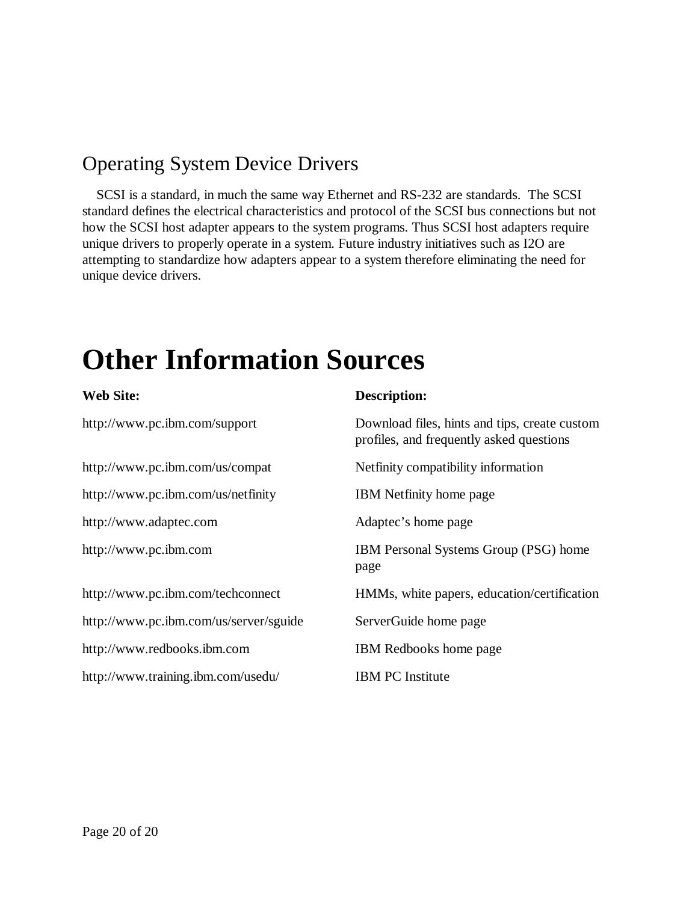## Operating System Device Drivers

SCSI is a standard, in much the same way Ethernet and RS-232 are standards. The SCSI standard defines the electrical characteristics and protocol of the SCSI bus connections but not how the SCSI host adapter appears to the system programs. Thus SCSI host adapters require unique drivers to properly operate in a system. Future industry initiatives such as I2O are attempting to standardize how adapters appear to a system therefore eliminating the need for unique device drivers.

# Other Information Sources

| **Web Site:** | **Description:** |
|---|---|
| http://www.pc.ibm.com/support | Download files, hints and tips, create custom profiles, and frequently asked questions |
| http://www.pc.ibm.com/us/compat | Netfinity compatibility information |
| http://www.pc.ibm.com/us/netfinity | IBM Netfinity home page |
| http://www.adaptec.com | Adaptec's home page |
| http://www.pc.ibm.com | IBM Personal Systems Group (PSG) home page |
| http://www.pc.ibm.com/techconnect | HMMs, white papers, education/certification |
| http://www.pc.ibm.com/us/server/sguide | ServerGuide home page |
| http://www.redbooks.ibm.com | IBM Redbooks home page |
| http://www.training.ibm.com/usedu/ | IBM PC Institute |